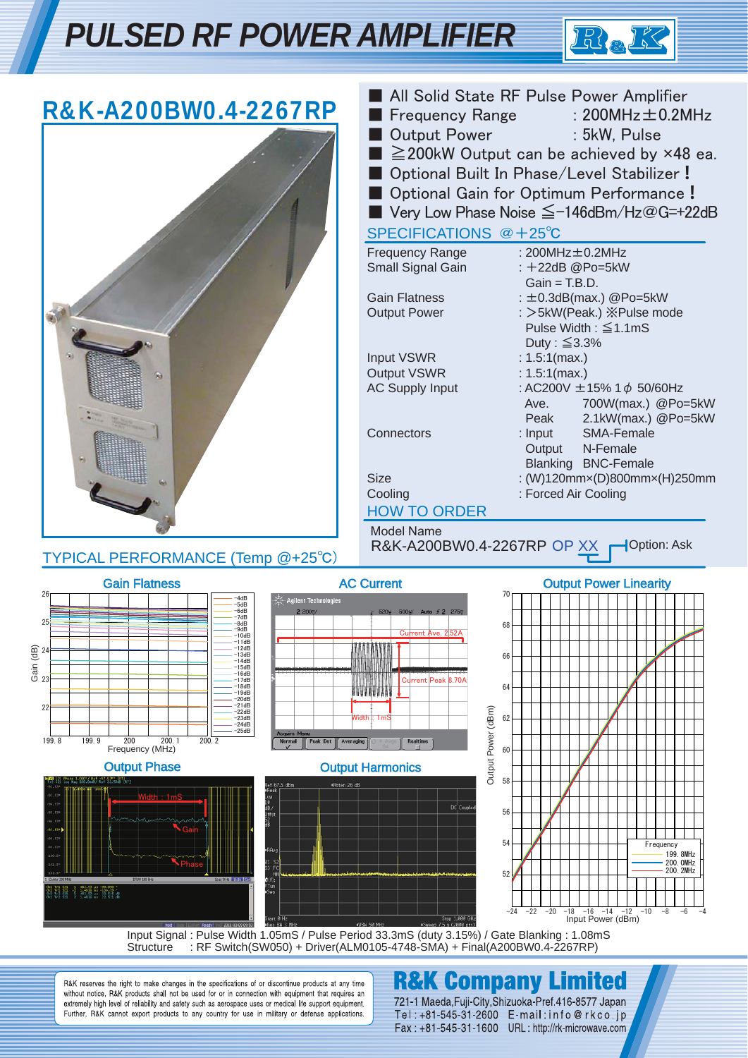# PULSED RF POWER AMPLIFIER

## R&K-A200BW0.4-2267RP

- All Solid State RF Pulse Power Amplifier
- Frequency Range : 200MHz±0.2MHz
- Output Power : 5kW, Pulse
- ≧200kW Output can be achieved by ×48 ea.
- Optional Built In Phase/Level Stabilizer !
- Optional Gain for Optimum Performance !
- Very Low Phase Noise ≦−146dBm/Hz@G=+22dB

### SPECIFICATIONS @+25℃

| | |
|---|---|
| Frequency Range | : 200MHz±0.2MHz |
| Small Signal Gain | : +22dB @Po=5kW<br>Gain = T.B.D. |
| Gain Flatness | : ±0.3dB(max.) @Po=5kW |
| Output Power | : >5kW(Peak.) ※Pulse mode<br>Pulse Width : ≦1.1mS<br>Duty : ≦3.3% |
| Input VSWR | : 1.5:1(max.) |
| Output VSWR | : 1.5:1(max.) |
| AC Supply Input | : AC200V ±15% 1φ 50/60Hz<br>Ave. 700W(max.) @Po=5kW<br>Peak 2.1kW(max.) @Po=5kW |
| Connectors | : Input SMA-Female<br>Output N-Female<br>Blanking BNC-Female |
| Size | : (W)120mm×(D)800mm×(H)250mm |
| Cooling | : Forced Air Cooling |

### HOW TO ORDER

Model Name

R&K-A200BW0.4-2267RP OP XX — Option: Ask

### TYPICAL PERFORMANCE (Temp @+25℃)

Gain Flatness

AC Current

Output Power Linearity

Output Phase

Output Harmonics

Input Signal : Pulse Width 1.05mS / Pulse Period 33.3mS (duty 3.15%) / Gate Blanking : 1.08mS
Structure : RF Switch(SW050) + Driver(ALM0105-4748-SMA) + Final(A200BW0.4-2267RP)

R&K reserves the right to make changes in the specifications of or discontinue products at any time without notice. R&K products shall not be used for or in connection with equipment that requires an extremely high level of reliability and safety such as aerospace uses or medical life support equipment. Further, R&K cannot export products to any country for use in military or defense applications.

**R&K Company Limited**
721-1 Maeda,Fuji-City,Shizuoka-Pref.416-8577 Japan
Tel : +81-545-31-2600 E-mail : info@rkco.jp
Fax : +81-545-31-1600 URL : http://rk-microwave.com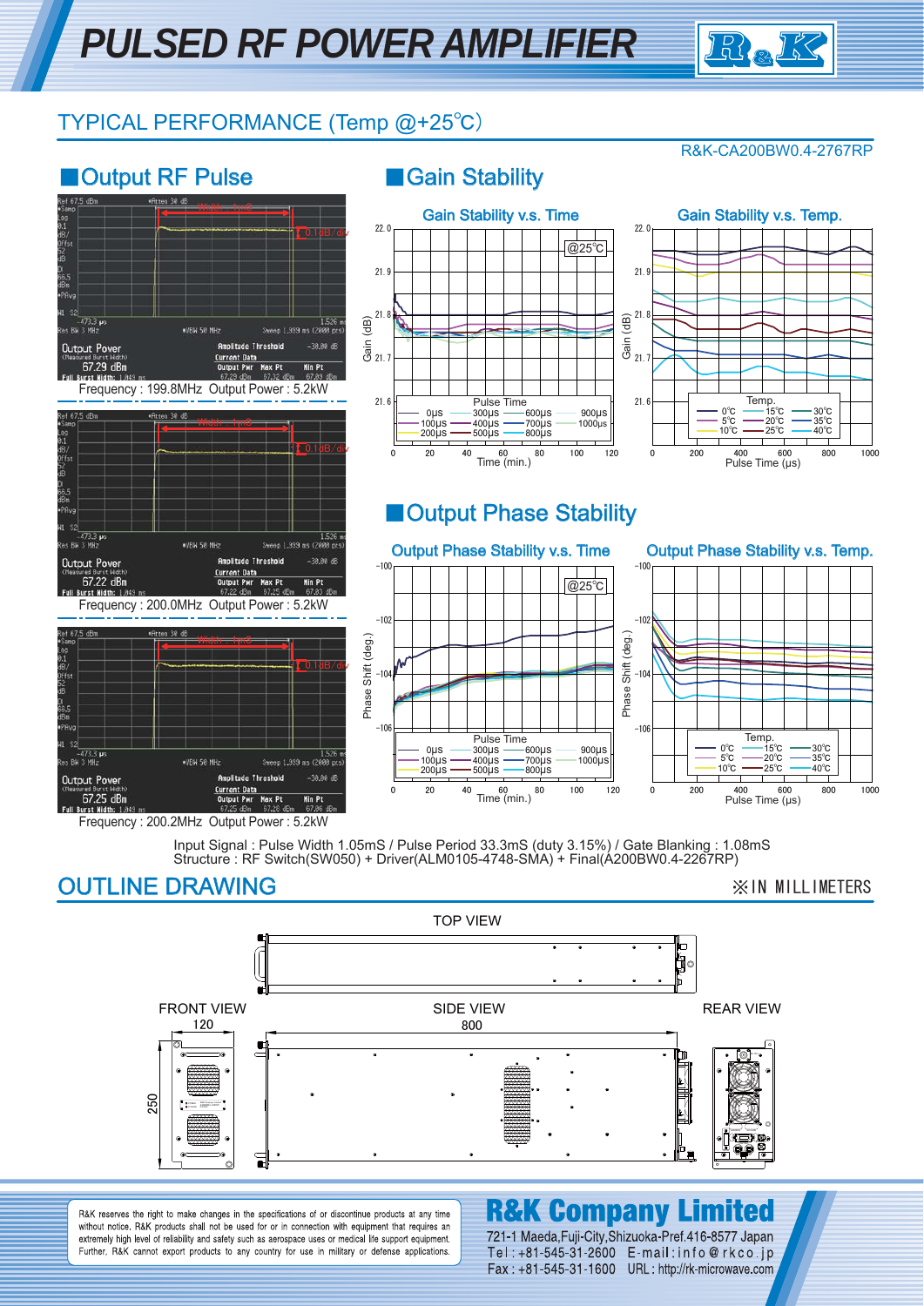# PULSED RF POWER AMPLIFIER

## TYPICAL PERFORMANCE (Temp @+25℃)

R&K-CA200BW0.4-2767RP

### ■Output RF Pulse

Output Power
67.29 dBm

Frequency : 199.8MHz Output Power : 5.2kW

Output Power
67.22 dBm

Frequency : 200.0MHz Output Power : 5.2kW

Output Power
67.25 dBm

Frequency : 200.2MHz Output Power : 5.2kW

### ■Gain Stability

Gain Stability v.s. Time

@25℃

Gain (dB)

Time (min.)

Pulse Time: 0μs, 100μs, 200μs, 300μs, 400μs, 500μs, 600μs, 700μs, 800μs, 900μs, 1000μs

Gain Stability v.s. Temp.

Gain (dB)

Pulse Time (μs)

Temp.: 0℃, 5℃, 10℃, 15℃, 20℃, 25℃, 30℃, 35℃, 40℃

### ■Output Phase Stability

Output Phase Stability v.s. Time

@25℃

Phase Shift (deg.)

Time (min.)

Pulse Time: 0μs, 100μs, 200μs, 300μs, 400μs, 500μs, 600μs, 700μs, 800μs, 900μs, 1000μs

Output Phase Stability v.s. Temp.

Phase Shift (deg.)

Pulse Time (μs)

Temp.: 0℃, 5℃, 10℃, 15℃, 20℃, 25℃, 30℃, 35℃, 40℃

Input Signal : Pulse Width 1.05mS / Pulse Period 33.3mS (duty 3.15%) / Gate Blanking : 1.08mS
Structure : RF Switch(SW050) + Driver(ALM0105-4748-SMA) + Final(A200BW0.4-2267RP)

## OUTLINE DRAWING

※IN MILLIMETERS

TOP VIEW

FRONT VIEW
120
250

SIDE VIEW
800

REAR VIEW

R&K reserves the right to make changes in the specifications of or discontinue products at any time without notice. R&K products shall not be used for or in connection with equipment that requires an extremely high level of reliability and safety such as aerospace uses or medical life support equipment. Further, R&K cannot export products to any country for use in military or defense applications.

**R&K Company Limited**
721-1 Maeda,Fuji-City,Shizuoka-Pref.416-8577 Japan
Tel : +81-545-31-2600 E-mail : info@rkco.jp
Fax : +81-545-31-1600 URL : http://rk-microwave.com